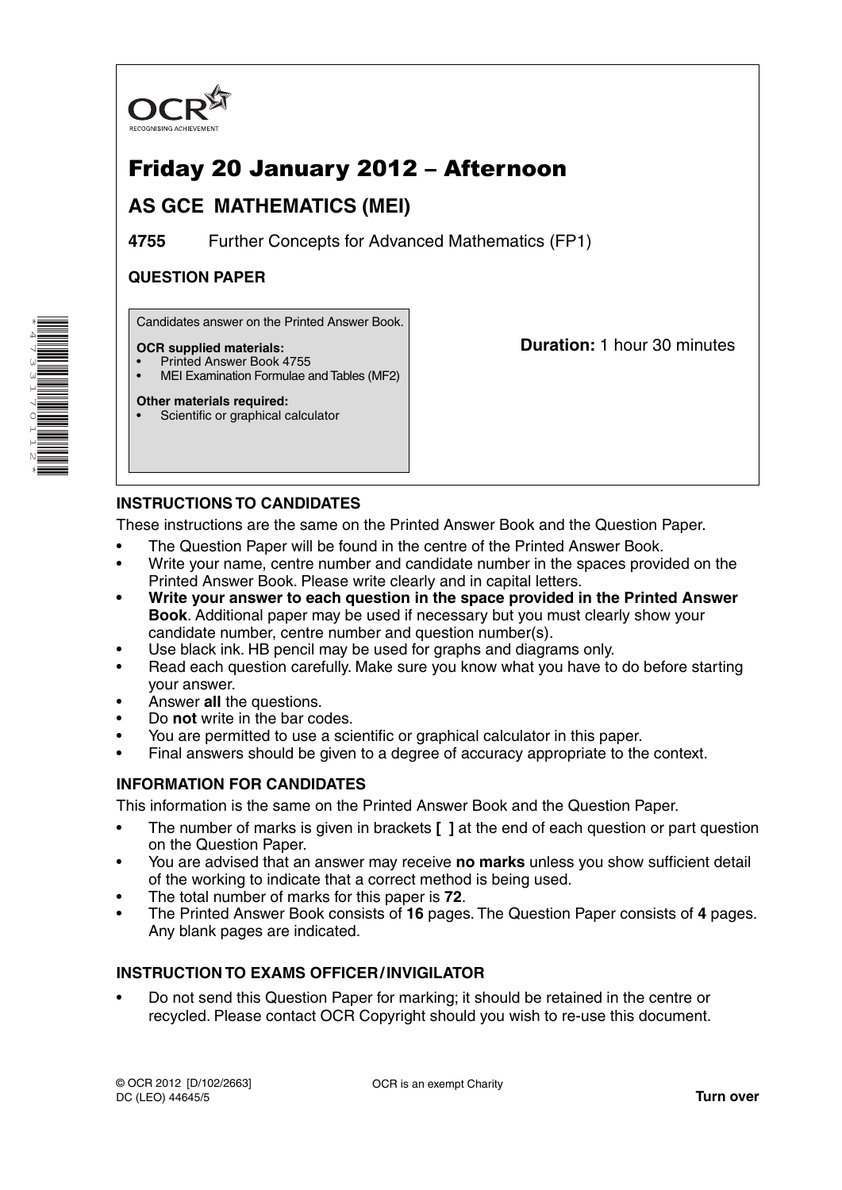OCR
RECOGNISING ACHIEVEMENT

# Friday 20 January 2012 – Afternoon

## AS GCE MATHEMATICS (MEI)

**4755** Further Concepts for Advanced Mathematics (FP1)

**QUESTION PAPER**

Candidates answer on the Printed Answer Book.

**OCR supplied materials:**
- Printed Answer Book 4755
- MEI Examination Formulae and Tables (MF2)

**Other materials required:**
- Scientific or graphical calculator

**Duration:** 1 hour 30 minutes

### INSTRUCTIONS TO CANDIDATES

These instructions are the same on the Printed Answer Book and the Question Paper.

- The Question Paper will be found in the centre of the Printed Answer Book.
- Write your name, centre number and candidate number in the spaces provided on the Printed Answer Book. Please write clearly and in capital letters.
- **Write your answer to each question in the space provided in the Printed Answer Book**. Additional paper may be used if necessary but you must clearly show your candidate number, centre number and question number(s).
- Use black ink. HB pencil may be used for graphs and diagrams only.
- Read each question carefully. Make sure you know what you have to do before starting your answer.
- Answer **all** the questions.
- Do **not** write in the bar codes.
- You are permitted to use a scientific or graphical calculator in this paper.
- Final answers should be given to a degree of accuracy appropriate to the context.

### INFORMATION FOR CANDIDATES

This information is the same on the Printed Answer Book and the Question Paper.

- The number of marks is given in brackets **[ ]** at the end of each question or part question on the Question Paper.
- You are advised that an answer may receive **no marks** unless you show sufficient detail of the working to indicate that a correct method is being used.
- The total number of marks for this paper is **72**.
- The Printed Answer Book consists of **16** pages. The Question Paper consists of **4** pages. Any blank pages are indicated.

### INSTRUCTION TO EXAMS OFFICER / INVIGILATOR

- Do not send this Question Paper for marking; it should be retained in the centre or recycled. Please contact OCR Copyright should you wish to re-use this document.

© OCR 2012 [D/102/2663]
DC (LEO) 44645/5

OCR is an exempt Charity

**Turn over**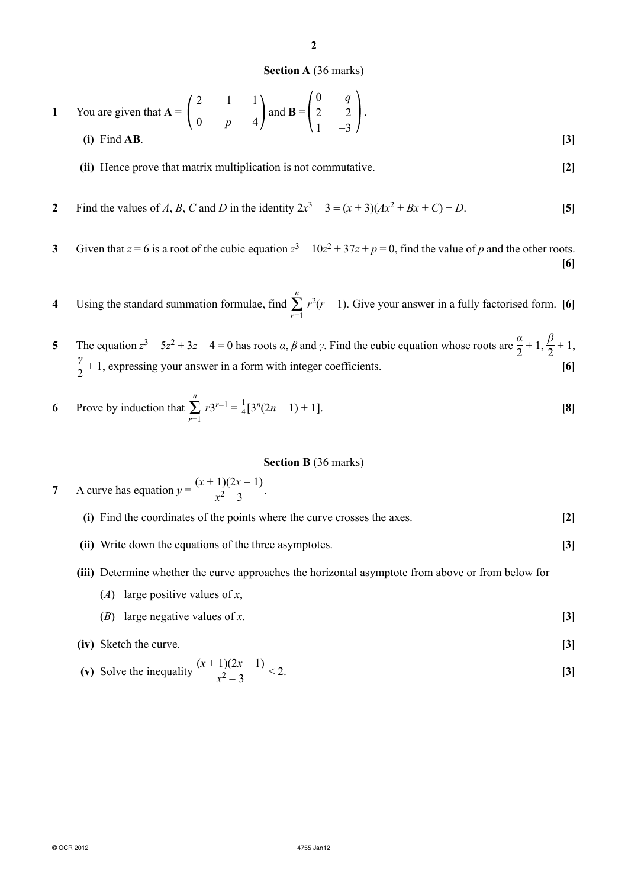## Section A (36 marks)

**1** You are given that $\mathbf{A} = \begin{pmatrix} 2 & -1 & 1 \\ 0 & p & -4 \end{pmatrix}$ and $\mathbf{B} = \begin{pmatrix} 0 & q \\ 2 & -2 \\ 1 & -3 \end{pmatrix}$.

**(i)** Find **AB**. **[3]**

**(ii)** Hence prove that matrix multiplication is not commutative. **[2]**

**2** Find the values of $A$, $B$, $C$ and $D$ in the identity $2x^3 - 3 \equiv (x + 3)(Ax^2 + Bx + C) + D$. **[5]**

**3** Given that $z = 6$ is a root of the cubic equation $z^3 - 10z^2 + 37z + p = 0$, find the value of $p$ and the other roots. **[6]**

**4** Using the standard summation formulae, find $\sum_{r=1}^{n} r^2(r - 1)$. Give your answer in a fully factorised form. **[6]**

**5** The equation $z^3 - 5z^2 + 3z - 4 = 0$ has roots $\alpha$, $\beta$ and $\gamma$. Find the cubic equation whose roots are $\frac{\alpha}{2} + 1$, $\frac{\beta}{2} + 1$, $\frac{\gamma}{2} + 1$, expressing your answer in a form with integer coefficients. **[6]**

**6** Prove by induction that $\sum_{r=1}^{n} r3^{r-1} = \frac{1}{4}[3^n(2n - 1) + 1]$. **[8]**

## Section B (36 marks)

**7** A curve has equation $y = \dfrac{(x + 1)(2x - 1)}{x^2 - 3}$.

**(i)** Find the coordinates of the points where the curve crosses the axes. **[2]**

**(ii)** Write down the equations of the three asymptotes. **[3]**

**(iii)** Determine whether the curve approaches the horizontal asymptote from above or from below for

($A$) large positive values of $x$,

($B$) large negative values of $x$. **[3]**

**(iv)** Sketch the curve. **[3]**

**(v)** Solve the inequality $\dfrac{(x + 1)(2x - 1)}{x^2 - 3} < 2$. **[3]**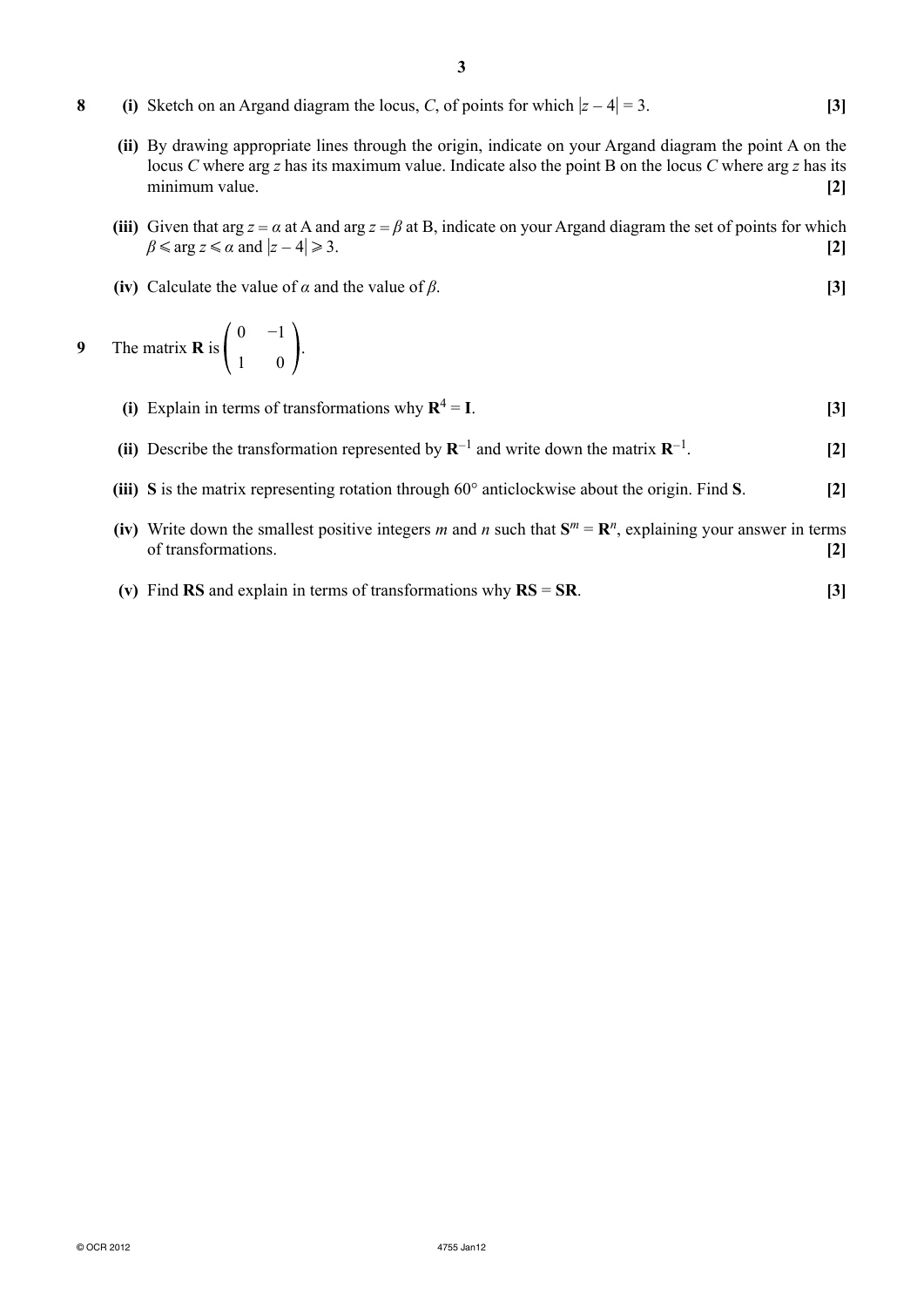**8** **(i)** Sketch on an Argand diagram the locus, $C$, of points for which $|z - 4| = 3$. **[3]**

**(ii)** By drawing appropriate lines through the origin, indicate on your Argand diagram the point A on the locus $C$ where $\arg z$ has its maximum value. Indicate also the point B on the locus $C$ where $\arg z$ has its minimum value. **[2]**

**(iii)** Given that $\arg z = \alpha$ at A and $\arg z = \beta$ at B, indicate on your Argand diagram the set of points for which $\beta \leqslant \arg z \leqslant \alpha$ and $|z - 4| \geqslant 3$. **[2]**

**(iv)** Calculate the value of $\alpha$ and the value of $\beta$. **[3]**

**9** The matrix $\mathbf{R}$ is $\begin{pmatrix} 0 & -1 \\ 1 & 0 \end{pmatrix}$.

**(i)** Explain in terms of transformations why $\mathbf{R}^4 = \mathbf{I}$. **[3]**

**(ii)** Describe the transformation represented by $\mathbf{R}^{-1}$ and write down the matrix $\mathbf{R}^{-1}$. **[2]**

**(iii)** $\mathbf{S}$ is the matrix representing rotation through 60° anticlockwise about the origin. Find $\mathbf{S}$. **[2]**

**(iv)** Write down the smallest positive integers $m$ and $n$ such that $\mathbf{S}^m = \mathbf{R}^n$, explaining your answer in terms of transformations. **[2]**

**(v)** Find $\mathbf{RS}$ and explain in terms of transformations why $\mathbf{RS} = \mathbf{SR}$. **[3]**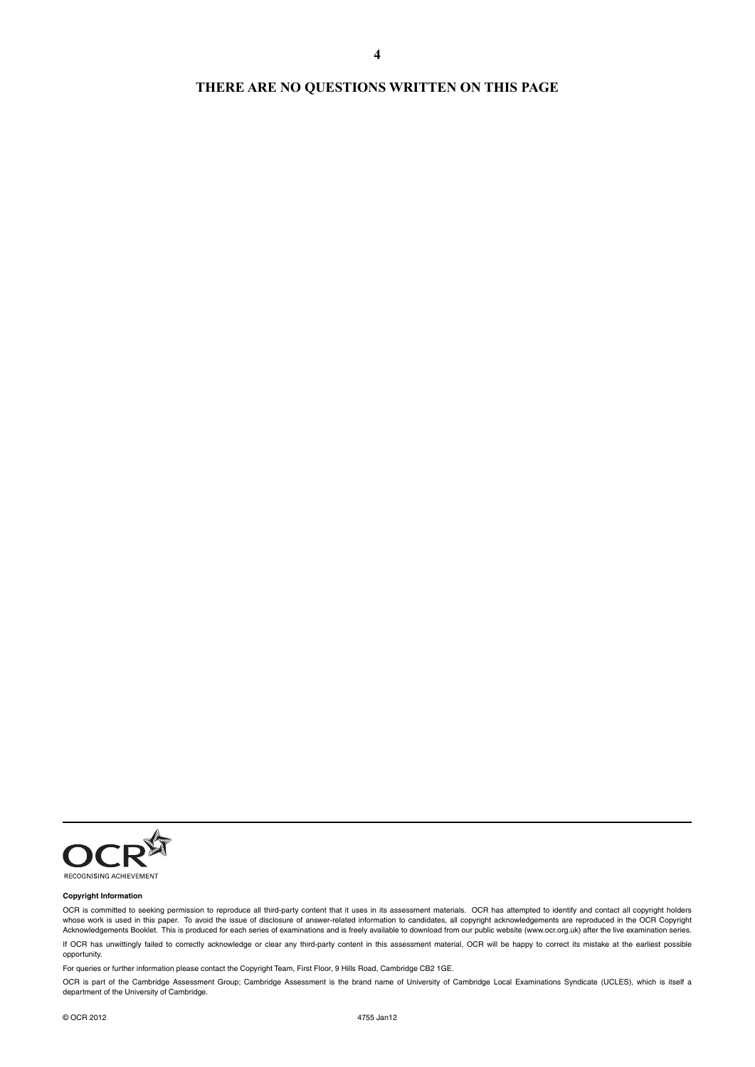**THERE ARE NO QUESTIONS WRITTEN ON THIS PAGE**

RECOGNISING ACHIEVEMENT

**Copyright Information**

OCR is committed to seeking permission to reproduce all third-party content that it uses in its assessment materials. OCR has attempted to identify and contact all copyright holders whose work is used in this paper. To avoid the issue of disclosure of answer-related information to candidates, all copyright acknowledgements are reproduced in the OCR Copyright Acknowledgements Booklet. This is produced for each series of examinations and is freely available to download from our public website (www.ocr.org.uk) after the live examination series.

If OCR has unwittingly failed to correctly acknowledge or clear any third-party content in this assessment material, OCR will be happy to correct its mistake at the earliest possible opportunity.

For queries or further information please contact the Copyright Team, First Floor, 9 Hills Road, Cambridge CB2 1GE.

OCR is part of the Cambridge Assessment Group; Cambridge Assessment is the brand name of University of Cambridge Local Examinations Syndicate (UCLES), which is itself a department of the University of Cambridge.

© OCR 2012 4755 Jan12